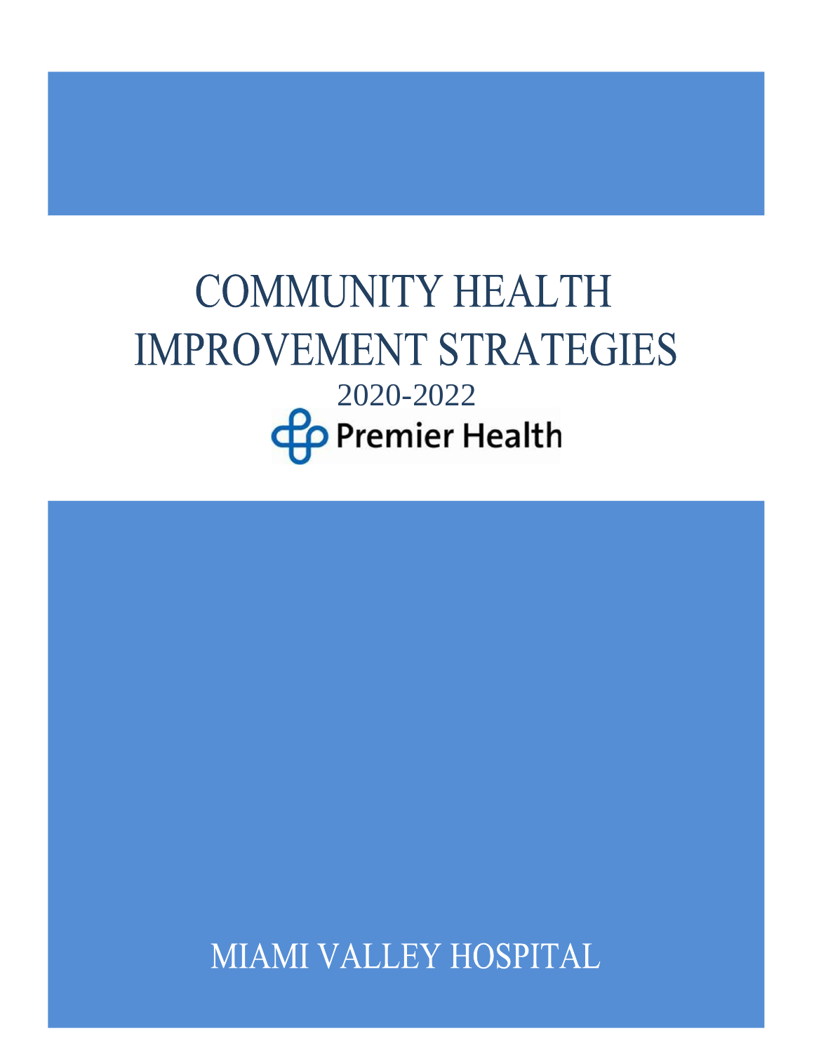# COMMUNITY HEALTH IMPROVEMENT STRATEGIES

2020-2022

Premier Health

MIAMI VALLEY HOSPITAL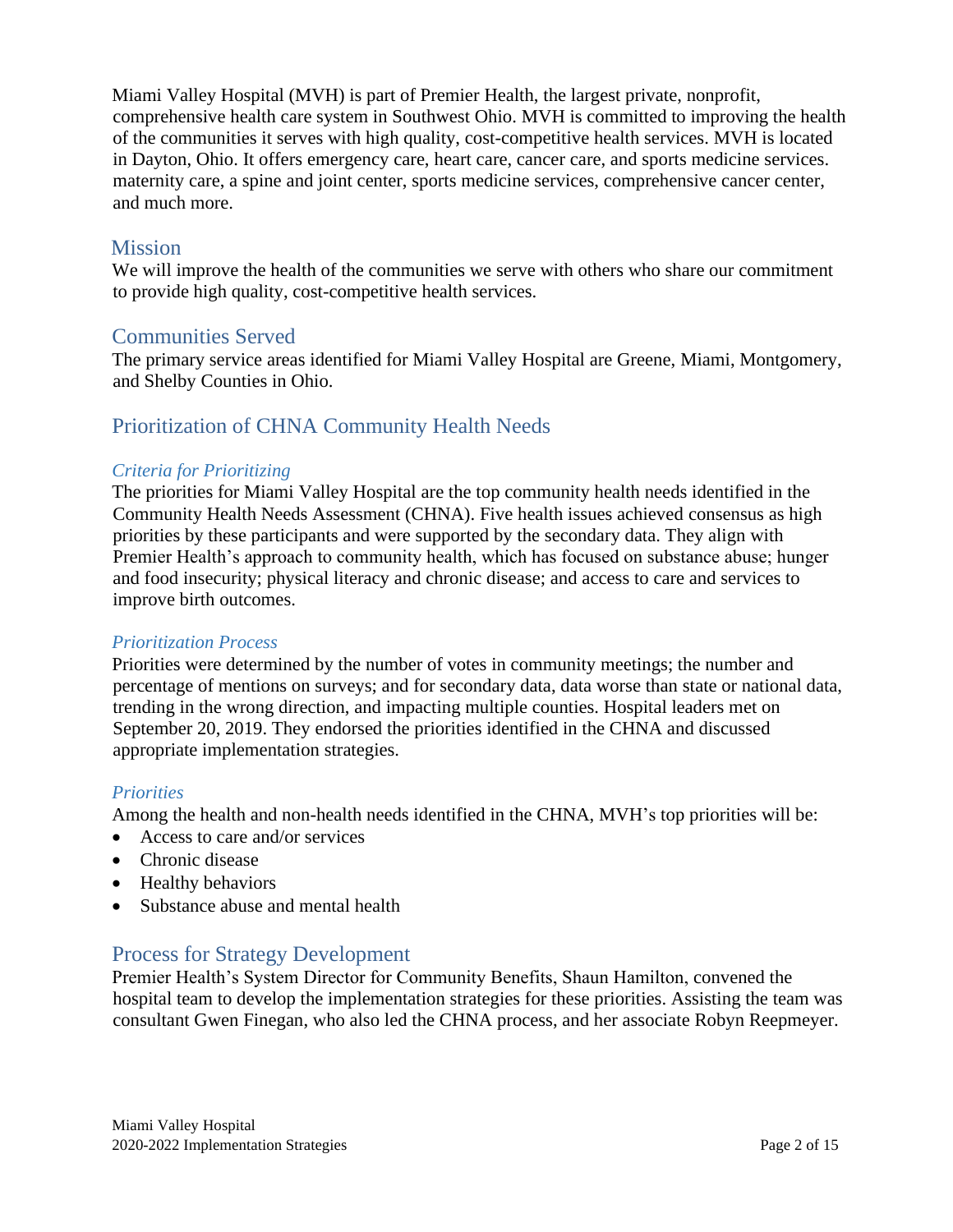Miami Valley Hospital (MVH) is part of Premier Health, the largest private, nonprofit, comprehensive health care system in Southwest Ohio. MVH is committed to improving the health of the communities it serves with high quality, cost-competitive health services. MVH is located in Dayton, Ohio. It offers emergency care, heart care, cancer care, and sports medicine services. maternity care, a spine and joint center, sports medicine services, comprehensive cancer center, and much more.

## Mission

We will improve the health of the communities we serve with others who share our commitment to provide high quality, cost-competitive health services.

## Communities Served

The primary service areas identified for Miami Valley Hospital are Greene, Miami, Montgomery, and Shelby Counties in Ohio.

## Prioritization of CHNA Community Health Needs

### *Criteria for Prioritizing*

The priorities for Miami Valley Hospital are the top community health needs identified in the Community Health Needs Assessment (CHNA). Five health issues achieved consensus as high priorities by these participants and were supported by the secondary data. They align with Premier Health's approach to community health, which has focused on substance abuse; hunger and food insecurity; physical literacy and chronic disease; and access to care and services to improve birth outcomes.

### *Prioritization Process*

Priorities were determined by the number of votes in community meetings; the number and percentage of mentions on surveys; and for secondary data, data worse than state or national data, trending in the wrong direction, and impacting multiple counties. Hospital leaders met on September 20, 2019. They endorsed the priorities identified in the CHNA and discussed appropriate implementation strategies.

### *Priorities*

Among the health and non-health needs identified in the CHNA, MVH's top priorities will be:

- Access to care and/or services
- Chronic disease
- Healthy behaviors
- Substance abuse and mental health

## Process for Strategy Development

Premier Health's System Director for Community Benefits, Shaun Hamilton, convened the hospital team to develop the implementation strategies for these priorities. Assisting the team was consultant Gwen Finegan, who also led the CHNA process, and her associate Robyn Reepmeyer.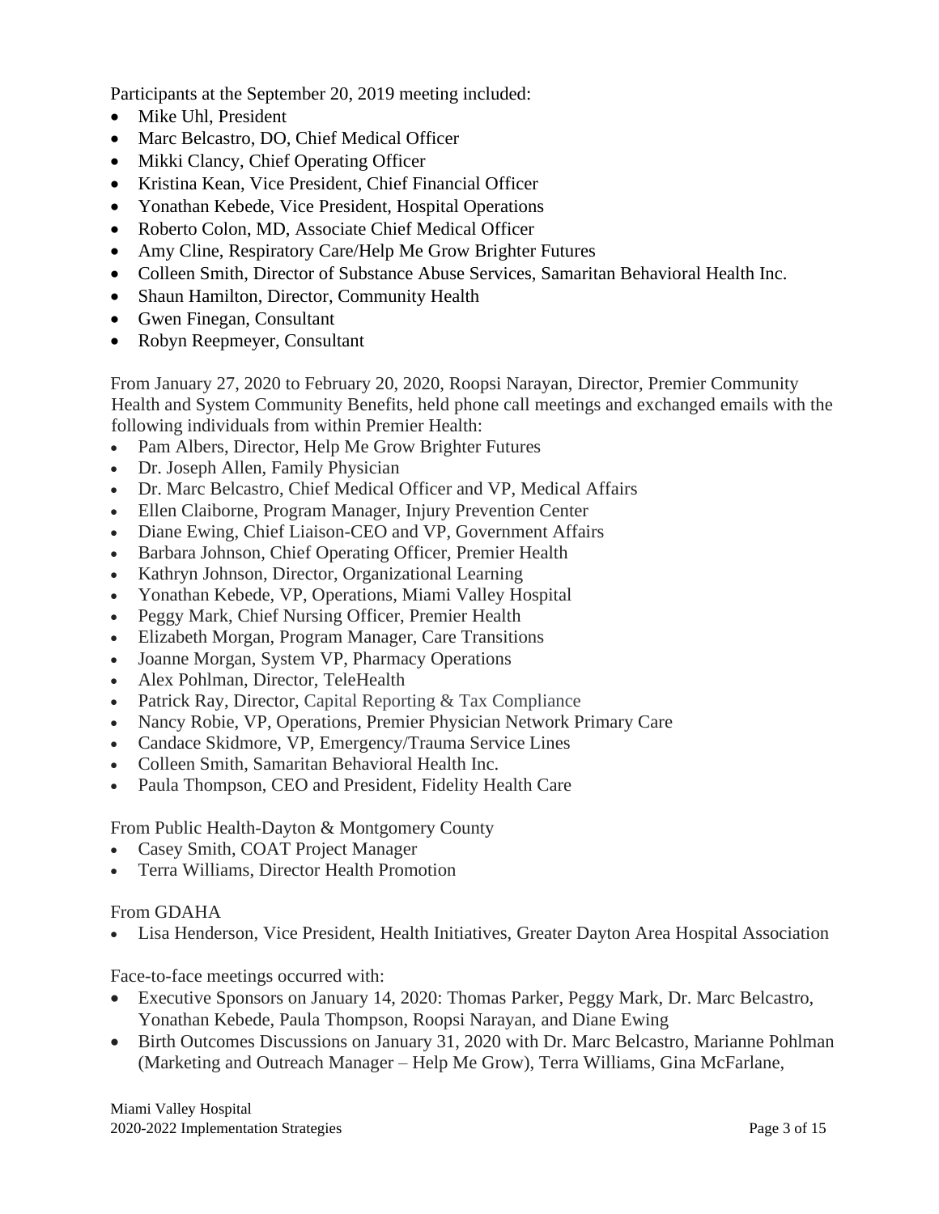Participants at the September 20, 2019 meeting included:

- Mike Uhl, President
- Marc Belcastro, DO, Chief Medical Officer
- Mikki Clancy, Chief Operating Officer
- Kristina Kean, Vice President, Chief Financial Officer
- Yonathan Kebede, Vice President, Hospital Operations
- Roberto Colon, MD, Associate Chief Medical Officer
- Amy Cline, Respiratory Care/Help Me Grow Brighter Futures
- Colleen Smith, Director of Substance Abuse Services, Samaritan Behavioral Health Inc.
- Shaun Hamilton, Director, Community Health
- Gwen Finegan, Consultant
- Robyn Reepmeyer, Consultant

From January 27, 2020 to February 20, 2020, Roopsi Narayan, Director, Premier Community Health and System Community Benefits, held phone call meetings and exchanged emails with the following individuals from within Premier Health:

- Pam Albers, Director, Help Me Grow Brighter Futures
- Dr. Joseph Allen, Family Physician
- Dr. Marc Belcastro, Chief Medical Officer and VP, Medical Affairs
- Ellen Claiborne, Program Manager, Injury Prevention Center
- Diane Ewing, Chief Liaison-CEO and VP, Government Affairs
- Barbara Johnson, Chief Operating Officer, Premier Health
- Kathryn Johnson, Director, Organizational Learning
- Yonathan Kebede, VP, Operations, Miami Valley Hospital
- Peggy Mark, Chief Nursing Officer, Premier Health
- Elizabeth Morgan, Program Manager, Care Transitions
- Joanne Morgan, System VP, Pharmacy Operations
- Alex Pohlman, Director, TeleHealth
- Patrick Ray, Director, Capital Reporting & Tax Compliance
- Nancy Robie, VP, Operations, Premier Physician Network Primary Care
- Candace Skidmore, VP, Emergency/Trauma Service Lines
- Colleen Smith, Samaritan Behavioral Health Inc.
- Paula Thompson, CEO and President, Fidelity Health Care

From Public Health-Dayton & Montgomery County

- Casey Smith, COAT Project Manager
- Terra Williams, Director Health Promotion

From GDAHA

- Lisa Henderson, Vice President, Health Initiatives, Greater Dayton Area Hospital Association

Face-to-face meetings occurred with:

- Executive Sponsors on January 14, 2020: Thomas Parker, Peggy Mark, Dr. Marc Belcastro, Yonathan Kebede, Paula Thompson, Roopsi Narayan, and Diane Ewing
- Birth Outcomes Discussions on January 31, 2020 with Dr. Marc Belcastro, Marianne Pohlman (Marketing and Outreach Manager – Help Me Grow), Terra Williams, Gina McFarlane,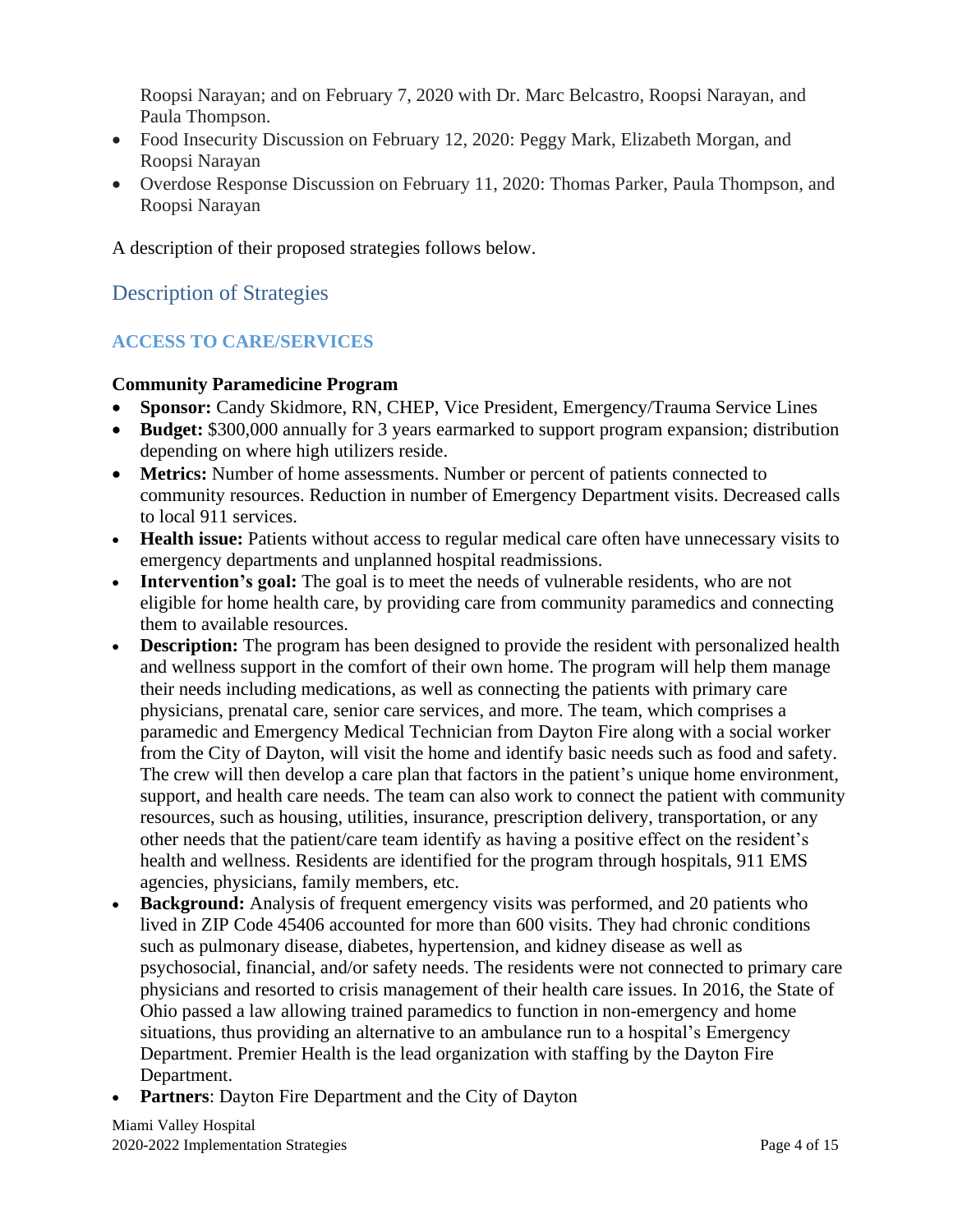Roopsi Narayan; and on February 7, 2020 with Dr. Marc Belcastro, Roopsi Narayan, and Paula Thompson.

- Food Insecurity Discussion on February 12, 2020: Peggy Mark, Elizabeth Morgan, and Roopsi Narayan
- Overdose Response Discussion on February 11, 2020: Thomas Parker, Paula Thompson, and Roopsi Narayan

A description of their proposed strategies follows below.

## Description of Strategies

### ACCESS TO CARE/SERVICES

**Community Paramedicine Program**

- **Sponsor:** Candy Skidmore, RN, CHEP, Vice President, Emergency/Trauma Service Lines
- **Budget:** $300,000 annually for 3 years earmarked to support program expansion; distribution depending on where high utilizers reside.
- **Metrics:** Number of home assessments. Number or percent of patients connected to community resources. Reduction in number of Emergency Department visits. Decreased calls to local 911 services.
- **Health issue:** Patients without access to regular medical care often have unnecessary visits to emergency departments and unplanned hospital readmissions.
- **Intervention's goal:** The goal is to meet the needs of vulnerable residents, who are not eligible for home health care, by providing care from community paramedics and connecting them to available resources.
- **Description:** The program has been designed to provide the resident with personalized health and wellness support in the comfort of their own home. The program will help them manage their needs including medications, as well as connecting the patients with primary care physicians, prenatal care, senior care services, and more. The team, which comprises a paramedic and Emergency Medical Technician from Dayton Fire along with a social worker from the City of Dayton, will visit the home and identify basic needs such as food and safety. The crew will then develop a care plan that factors in the patient's unique home environment, support, and health care needs. The team can also work to connect the patient with community resources, such as housing, utilities, insurance, prescription delivery, transportation, or any other needs that the patient/care team identify as having a positive effect on the resident's health and wellness. Residents are identified for the program through hospitals, 911 EMS agencies, physicians, family members, etc.
- **Background:** Analysis of frequent emergency visits was performed, and 20 patients who lived in ZIP Code 45406 accounted for more than 600 visits. They had chronic conditions such as pulmonary disease, diabetes, hypertension, and kidney disease as well as psychosocial, financial, and/or safety needs. The residents were not connected to primary care physicians and resorted to crisis management of their health care issues. In 2016, the State of Ohio passed a law allowing trained paramedics to function in non-emergency and home situations, thus providing an alternative to an ambulance run to a hospital's Emergency Department. Premier Health is the lead organization with staffing by the Dayton Fire Department.
- **Partners**: Dayton Fire Department and the City of Dayton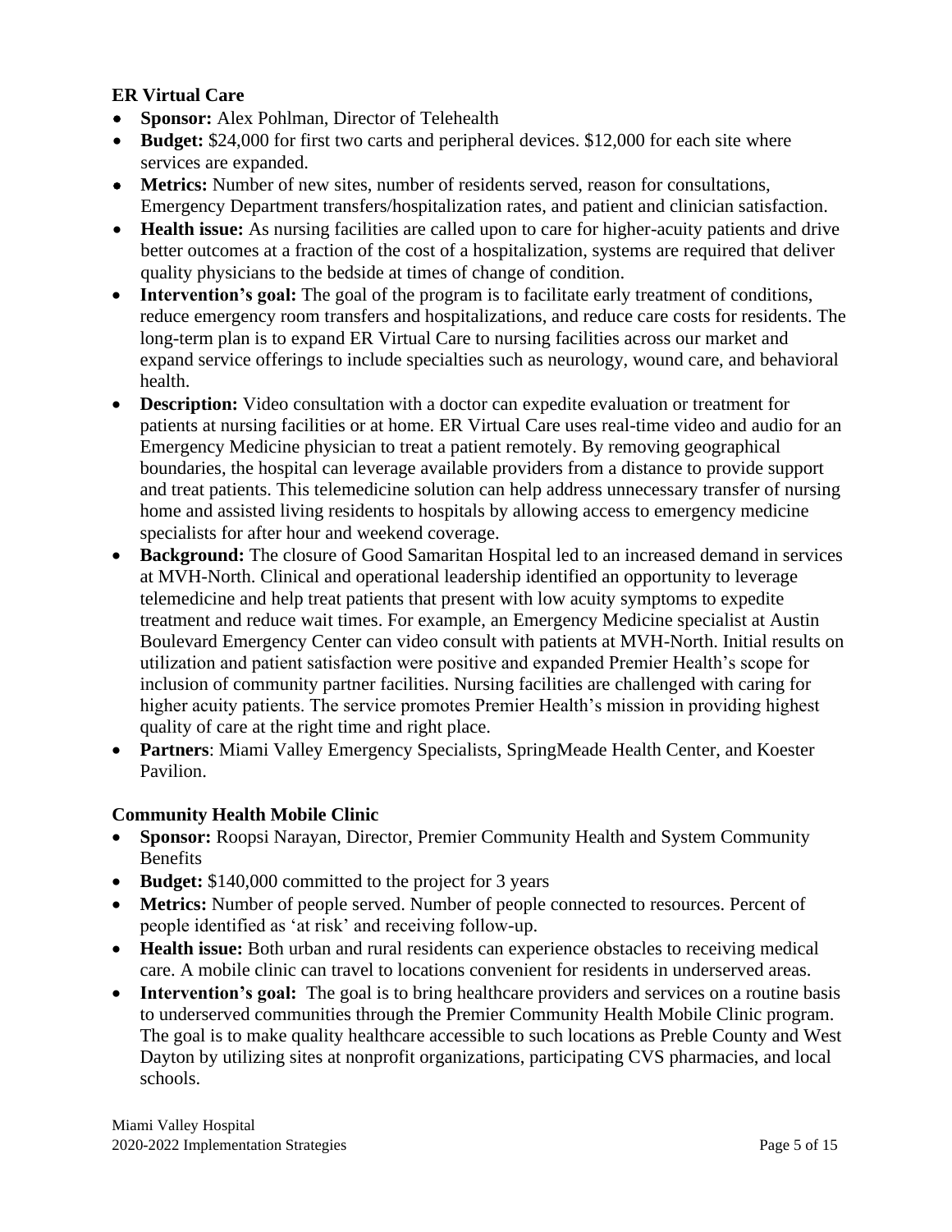### ER Virtual Care

- **Sponsor:** Alex Pohlman, Director of Telehealth
- **Budget:** $24,000 for first two carts and peripheral devices. $12,000 for each site where services are expanded.
- **Metrics:** Number of new sites, number of residents served, reason for consultations, Emergency Department transfers/hospitalization rates, and patient and clinician satisfaction.
- **Health issue:** As nursing facilities are called upon to care for higher-acuity patients and drive better outcomes at a fraction of the cost of a hospitalization, systems are required that deliver quality physicians to the bedside at times of change of condition.
- **Intervention's goal:** The goal of the program is to facilitate early treatment of conditions, reduce emergency room transfers and hospitalizations, and reduce care costs for residents. The long-term plan is to expand ER Virtual Care to nursing facilities across our market and expand service offerings to include specialties such as neurology, wound care, and behavioral health.
- **Description:** Video consultation with a doctor can expedite evaluation or treatment for patients at nursing facilities or at home. ER Virtual Care uses real-time video and audio for an Emergency Medicine physician to treat a patient remotely. By removing geographical boundaries, the hospital can leverage available providers from a distance to provide support and treat patients. This telemedicine solution can help address unnecessary transfer of nursing home and assisted living residents to hospitals by allowing access to emergency medicine specialists for after hour and weekend coverage.
- **Background:** The closure of Good Samaritan Hospital led to an increased demand in services at MVH-North. Clinical and operational leadership identified an opportunity to leverage telemedicine and help treat patients that present with low acuity symptoms to expedite treatment and reduce wait times. For example, an Emergency Medicine specialist at Austin Boulevard Emergency Center can video consult with patients at MVH-North. Initial results on utilization and patient satisfaction were positive and expanded Premier Health's scope for inclusion of community partner facilities. Nursing facilities are challenged with caring for higher acuity patients. The service promotes Premier Health's mission in providing highest quality of care at the right time and right place.
- **Partners**: Miami Valley Emergency Specialists, SpringMeade Health Center, and Koester Pavilion.

### Community Health Mobile Clinic

- **Sponsor:** Roopsi Narayan, Director, Premier Community Health and System Community Benefits
- **Budget:** $140,000 committed to the project for 3 years
- **Metrics:** Number of people served. Number of people connected to resources. Percent of people identified as 'at risk' and receiving follow-up.
- **Health issue:** Both urban and rural residents can experience obstacles to receiving medical care. A mobile clinic can travel to locations convenient for residents in underserved areas.
- **Intervention's goal:** The goal is to bring healthcare providers and services on a routine basis to underserved communities through the Premier Community Health Mobile Clinic program. The goal is to make quality healthcare accessible to such locations as Preble County and West Dayton by utilizing sites at nonprofit organizations, participating CVS pharmacies, and local schools.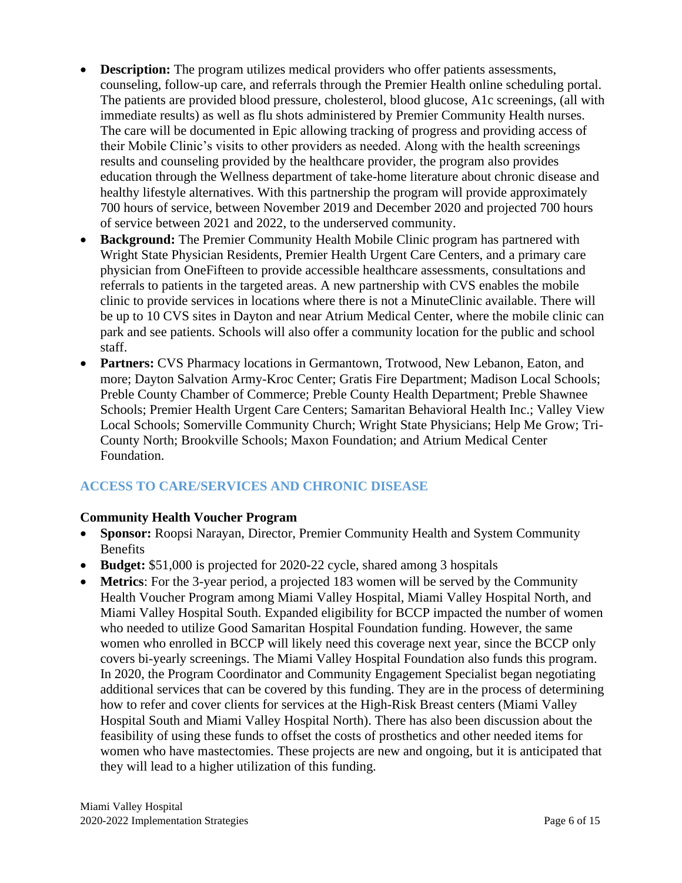- **Description:** The program utilizes medical providers who offer patients assessments, counseling, follow-up care, and referrals through the Premier Health online scheduling portal. The patients are provided blood pressure, cholesterol, blood glucose, A1c screenings, (all with immediate results) as well as flu shots administered by Premier Community Health nurses. The care will be documented in Epic allowing tracking of progress and providing access of their Mobile Clinic's visits to other providers as needed. Along with the health screenings results and counseling provided by the healthcare provider, the program also provides education through the Wellness department of take-home literature about chronic disease and healthy lifestyle alternatives. With this partnership the program will provide approximately 700 hours of service, between November 2019 and December 2020 and projected 700 hours of service between 2021 and 2022, to the underserved community.
- **Background:** The Premier Community Health Mobile Clinic program has partnered with Wright State Physician Residents, Premier Health Urgent Care Centers, and a primary care physician from OneFifteen to provide accessible healthcare assessments, consultations and referrals to patients in the targeted areas. A new partnership with CVS enables the mobile clinic to provide services in locations where there is not a MinuteClinic available. There will be up to 10 CVS sites in Dayton and near Atrium Medical Center, where the mobile clinic can park and see patients. Schools will also offer a community location for the public and school staff.
- **Partners:** CVS Pharmacy locations in Germantown, Trotwood, New Lebanon, Eaton, and more; Dayton Salvation Army-Kroc Center; Gratis Fire Department; Madison Local Schools; Preble County Chamber of Commerce; Preble County Health Department; Preble Shawnee Schools; Premier Health Urgent Care Centers; Samaritan Behavioral Health Inc.; Valley View Local Schools; Somerville Community Church; Wright State Physicians; Help Me Grow; Tri-County North; Brookville Schools; Maxon Foundation; and Atrium Medical Center Foundation.

## ACCESS TO CARE/SERVICES AND CHRONIC DISEASE

### Community Health Voucher Program

- **Sponsor:** Roopsi Narayan, Director, Premier Community Health and System Community Benefits
- **Budget:** $51,000 is projected for 2020-22 cycle, shared among 3 hospitals
- **Metrics**: For the 3-year period, a projected 183 women will be served by the Community Health Voucher Program among Miami Valley Hospital, Miami Valley Hospital North, and Miami Valley Hospital South. Expanded eligibility for BCCP impacted the number of women who needed to utilize Good Samaritan Hospital Foundation funding. However, the same women who enrolled in BCCP will likely need this coverage next year, since the BCCP only covers bi-yearly screenings. The Miami Valley Hospital Foundation also funds this program. In 2020, the Program Coordinator and Community Engagement Specialist began negotiating additional services that can be covered by this funding. They are in the process of determining how to refer and cover clients for services at the High-Risk Breast centers (Miami Valley Hospital South and Miami Valley Hospital North). There has also been discussion about the feasibility of using these funds to offset the costs of prosthetics and other needed items for women who have mastectomies. These projects are new and ongoing, but it is anticipated that they will lead to a higher utilization of this funding.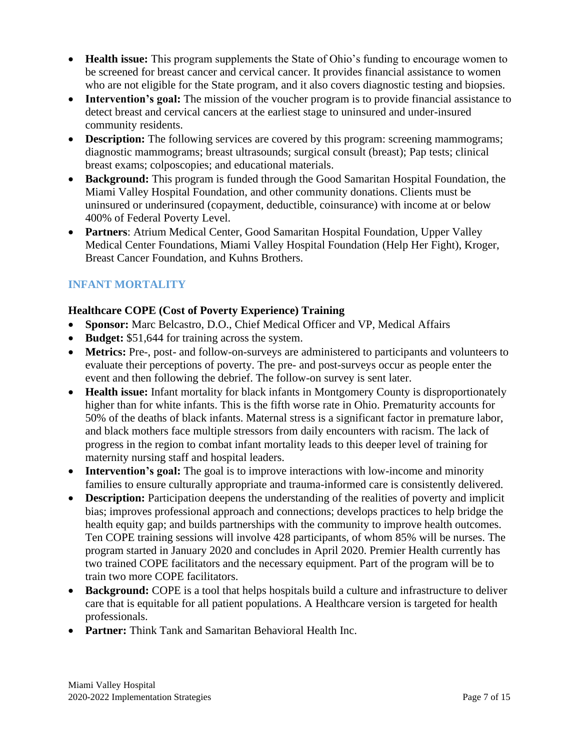- **Health issue:** This program supplements the State of Ohio's funding to encourage women to be screened for breast cancer and cervical cancer. It provides financial assistance to women who are not eligible for the State program, and it also covers diagnostic testing and biopsies.
- **Intervention's goal:** The mission of the voucher program is to provide financial assistance to detect breast and cervical cancers at the earliest stage to uninsured and under-insured community residents.
- **Description:** The following services are covered by this program: screening mammograms; diagnostic mammograms; breast ultrasounds; surgical consult (breast); Pap tests; clinical breast exams; colposcopies; and educational materials.
- **Background:** This program is funded through the Good Samaritan Hospital Foundation, the Miami Valley Hospital Foundation, and other community donations. Clients must be uninsured or underinsured (copayment, deductible, coinsurance) with income at or below 400% of Federal Poverty Level.
- **Partners**: Atrium Medical Center, Good Samaritan Hospital Foundation, Upper Valley Medical Center Foundations, Miami Valley Hospital Foundation (Help Her Fight), Kroger, Breast Cancer Foundation, and Kuhns Brothers.

## INFANT MORTALITY

### Healthcare COPE (Cost of Poverty Experience) Training

- **Sponsor:** Marc Belcastro, D.O., Chief Medical Officer and VP, Medical Affairs
- **Budget:** $51,644 for training across the system.
- **Metrics:** Pre-, post- and follow-on-surveys are administered to participants and volunteers to evaluate their perceptions of poverty. The pre- and post-surveys occur as people enter the event and then following the debrief. The follow-on survey is sent later.
- **Health issue:** Infant mortality for black infants in Montgomery County is disproportionately higher than for white infants. This is the fifth worse rate in Ohio. Prematurity accounts for 50% of the deaths of black infants. Maternal stress is a significant factor in premature labor, and black mothers face multiple stressors from daily encounters with racism. The lack of progress in the region to combat infant mortality leads to this deeper level of training for maternity nursing staff and hospital leaders.
- **Intervention's goal:** The goal is to improve interactions with low-income and minority families to ensure culturally appropriate and trauma-informed care is consistently delivered.
- **Description:** Participation deepens the understanding of the realities of poverty and implicit bias; improves professional approach and connections; develops practices to help bridge the health equity gap; and builds partnerships with the community to improve health outcomes. Ten COPE training sessions will involve 428 participants, of whom 85% will be nurses. The program started in January 2020 and concludes in April 2020. Premier Health currently has two trained COPE facilitators and the necessary equipment. Part of the program will be to train two more COPE facilitators.
- **Background:** COPE is a tool that helps hospitals build a culture and infrastructure to deliver care that is equitable for all patient populations. A Healthcare version is targeted for health professionals.
- **Partner:** Think Tank and Samaritan Behavioral Health Inc.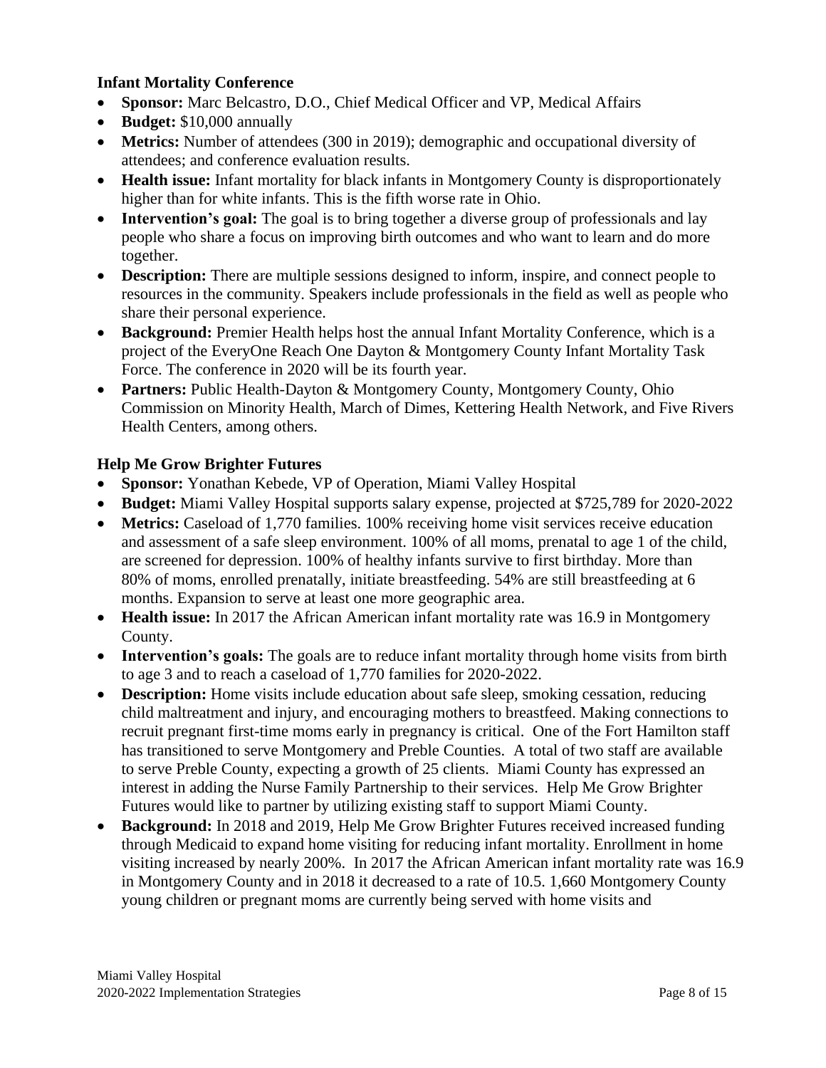### Infant Mortality Conference

- **Sponsor:** Marc Belcastro, D.O., Chief Medical Officer and VP, Medical Affairs
- **Budget:** $10,000 annually
- **Metrics:** Number of attendees (300 in 2019); demographic and occupational diversity of attendees; and conference evaluation results.
- **Health issue:** Infant mortality for black infants in Montgomery County is disproportionately higher than for white infants. This is the fifth worse rate in Ohio.
- **Intervention's goal:** The goal is to bring together a diverse group of professionals and lay people who share a focus on improving birth outcomes and who want to learn and do more together.
- **Description:** There are multiple sessions designed to inform, inspire, and connect people to resources in the community. Speakers include professionals in the field as well as people who share their personal experience.
- **Background:** Premier Health helps host the annual Infant Mortality Conference, which is a project of the EveryOne Reach One Dayton & Montgomery County Infant Mortality Task Force. The conference in 2020 will be its fourth year.
- **Partners:** Public Health-Dayton & Montgomery County, Montgomery County, Ohio Commission on Minority Health, March of Dimes, Kettering Health Network, and Five Rivers Health Centers, among others.

### Help Me Grow Brighter Futures

- **Sponsor:** Yonathan Kebede, VP of Operation, Miami Valley Hospital
- **Budget:** Miami Valley Hospital supports salary expense, projected at $725,789 for 2020-2022
- **Metrics:** Caseload of 1,770 families. 100% receiving home visit services receive education and assessment of a safe sleep environment. 100% of all moms, prenatal to age 1 of the child, are screened for depression. 100% of healthy infants survive to first birthday. More than 80% of moms, enrolled prenatally, initiate breastfeeding. 54% are still breastfeeding at 6 months. Expansion to serve at least one more geographic area.
- **Health issue:** In 2017 the African American infant mortality rate was 16.9 in Montgomery County.
- **Intervention's goals:** The goals are to reduce infant mortality through home visits from birth to age 3 and to reach a caseload of 1,770 families for 2020-2022.
- **Description:** Home visits include education about safe sleep, smoking cessation, reducing child maltreatment and injury, and encouraging mothers to breastfeed. Making connections to recruit pregnant first-time moms early in pregnancy is critical. One of the Fort Hamilton staff has transitioned to serve Montgomery and Preble Counties. A total of two staff are available to serve Preble County, expecting a growth of 25 clients. Miami County has expressed an interest in adding the Nurse Family Partnership to their services. Help Me Grow Brighter Futures would like to partner by utilizing existing staff to support Miami County.
- **Background:** In 2018 and 2019, Help Me Grow Brighter Futures received increased funding through Medicaid to expand home visiting for reducing infant mortality. Enrollment in home visiting increased by nearly 200%. In 2017 the African American infant mortality rate was 16.9 in Montgomery County and in 2018 it decreased to a rate of 10.5. 1,660 Montgomery County young children or pregnant moms are currently being served with home visits and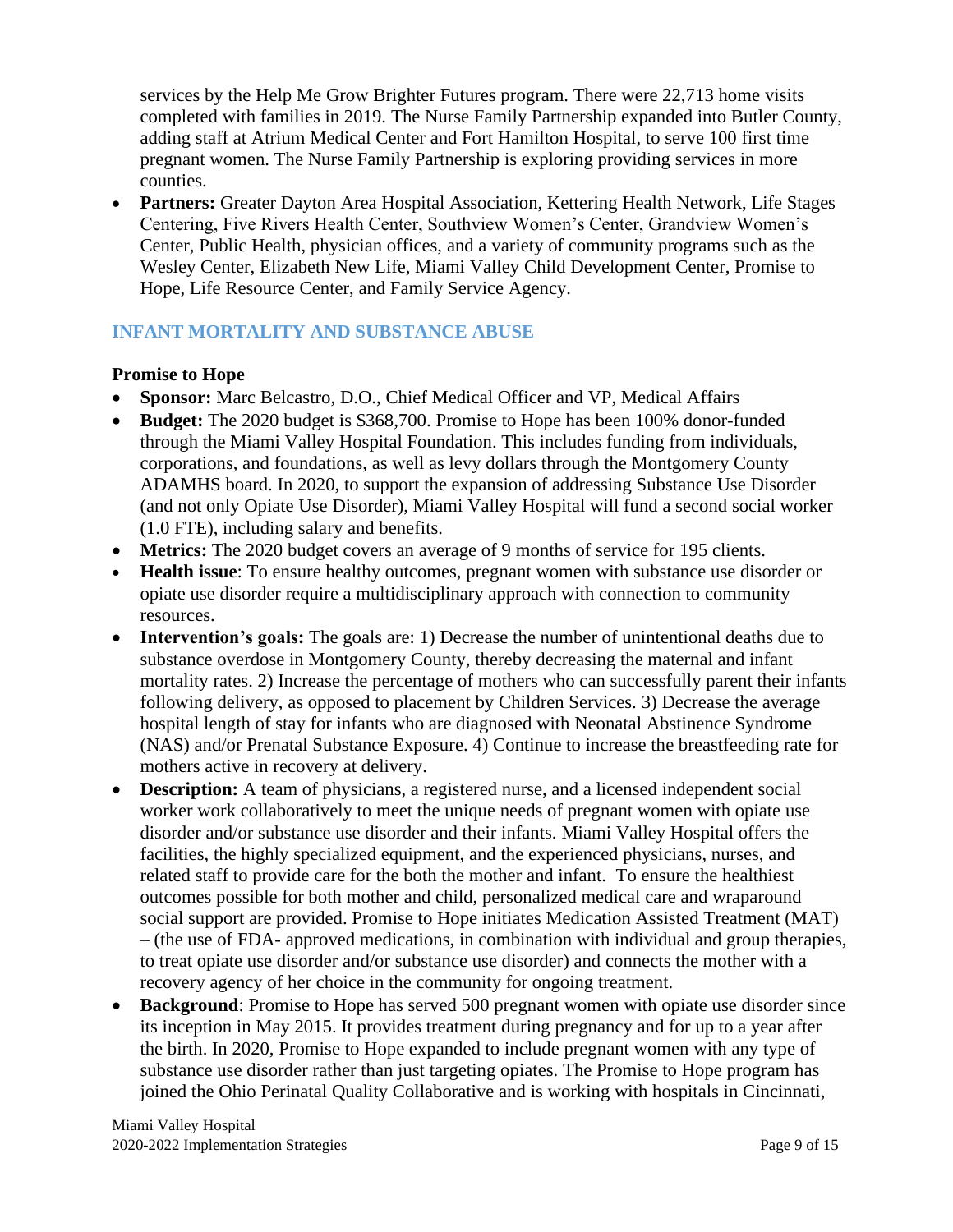services by the Help Me Grow Brighter Futures program. There were 22,713 home visits completed with families in 2019. The Nurse Family Partnership expanded into Butler County, adding staff at Atrium Medical Center and Fort Hamilton Hospital, to serve 100 first time pregnant women. The Nurse Family Partnership is exploring providing services in more counties.

- **Partners:** Greater Dayton Area Hospital Association, Kettering Health Network, Life Stages Centering, Five Rivers Health Center, Southview Women's Center, Grandview Women's Center, Public Health, physician offices, and a variety of community programs such as the Wesley Center, Elizabeth New Life, Miami Valley Child Development Center, Promise to Hope, Life Resource Center, and Family Service Agency.

## INFANT MORTALITY AND SUBSTANCE ABUSE

### Promise to Hope

- **Sponsor:** Marc Belcastro, D.O., Chief Medical Officer and VP, Medical Affairs
- **Budget:** The 2020 budget is $368,700. Promise to Hope has been 100% donor-funded through the Miami Valley Hospital Foundation. This includes funding from individuals, corporations, and foundations, as well as levy dollars through the Montgomery County ADAMHS board. In 2020, to support the expansion of addressing Substance Use Disorder (and not only Opiate Use Disorder), Miami Valley Hospital will fund a second social worker (1.0 FTE), including salary and benefits.
- **Metrics:** The 2020 budget covers an average of 9 months of service for 195 clients.
- **Health issue**: To ensure healthy outcomes, pregnant women with substance use disorder or opiate use disorder require a multidisciplinary approach with connection to community resources.
- **Intervention's goals:** The goals are: 1) Decrease the number of unintentional deaths due to substance overdose in Montgomery County, thereby decreasing the maternal and infant mortality rates. 2) Increase the percentage of mothers who can successfully parent their infants following delivery, as opposed to placement by Children Services. 3) Decrease the average hospital length of stay for infants who are diagnosed with Neonatal Abstinence Syndrome (NAS) and/or Prenatal Substance Exposure. 4) Continue to increase the breastfeeding rate for mothers active in recovery at delivery.
- **Description:** A team of physicians, a registered nurse, and a licensed independent social worker work collaboratively to meet the unique needs of pregnant women with opiate use disorder and/or substance use disorder and their infants. Miami Valley Hospital offers the facilities, the highly specialized equipment, and the experienced physicians, nurses, and related staff to provide care for the both the mother and infant. To ensure the healthiest outcomes possible for both mother and child, personalized medical care and wraparound social support are provided. Promise to Hope initiates Medication Assisted Treatment (MAT) – (the use of FDA- approved medications, in combination with individual and group therapies, to treat opiate use disorder and/or substance use disorder) and connects the mother with a recovery agency of her choice in the community for ongoing treatment.
- **Background**: Promise to Hope has served 500 pregnant women with opiate use disorder since its inception in May 2015. It provides treatment during pregnancy and for up to a year after the birth. In 2020, Promise to Hope expanded to include pregnant women with any type of substance use disorder rather than just targeting opiates. The Promise to Hope program has joined the Ohio Perinatal Quality Collaborative and is working with hospitals in Cincinnati,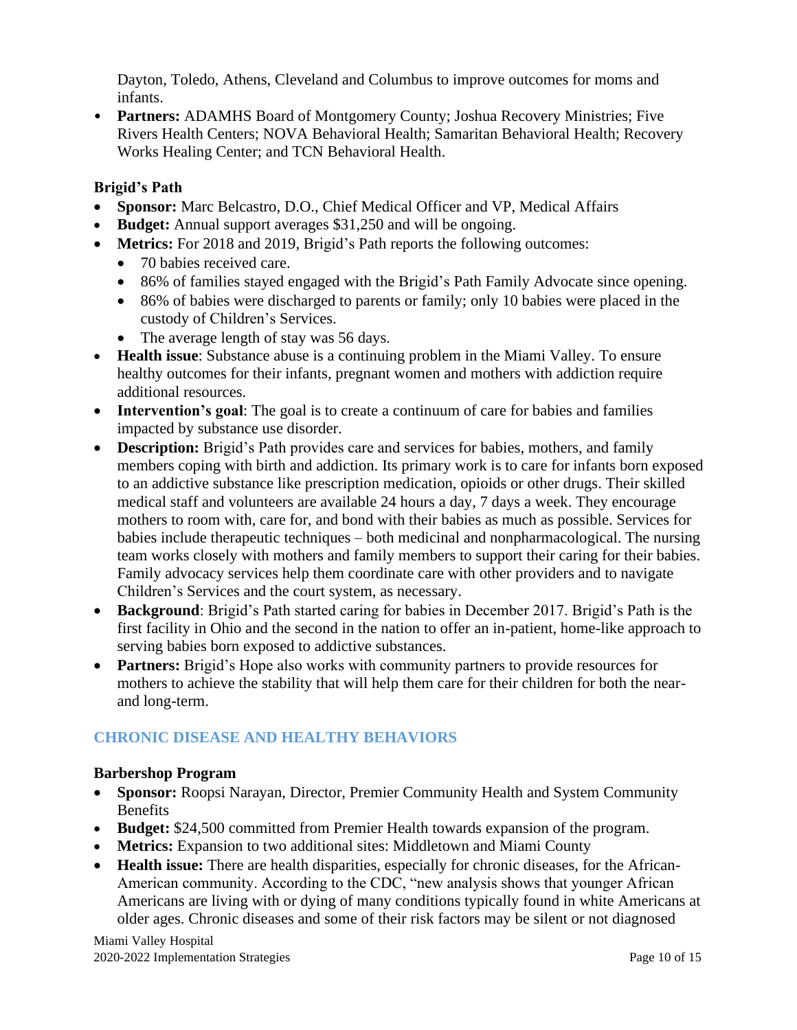Dayton, Toledo, Athens, Cleveland and Columbus to improve outcomes for moms and infants.

- **Partners:** ADAMHS Board of Montgomery County; Joshua Recovery Ministries; Five Rivers Health Centers; NOVA Behavioral Health; Samaritan Behavioral Health; Recovery Works Healing Center; and TCN Behavioral Health.

**Brigid's Path**

- **Sponsor:** Marc Belcastro, D.O., Chief Medical Officer and VP, Medical Affairs
- **Budget:** Annual support averages $31,250 and will be ongoing.
- **Metrics:** For 2018 and 2019, Brigid's Path reports the following outcomes:
  - 70 babies received care.
  - 86% of families stayed engaged with the Brigid's Path Family Advocate since opening.
  - 86% of babies were discharged to parents or family; only 10 babies were placed in the custody of Children's Services.
  - The average length of stay was 56 days.
- **Health issue**: Substance abuse is a continuing problem in the Miami Valley. To ensure healthy outcomes for their infants, pregnant women and mothers with addiction require additional resources.
- **Intervention's goal**: The goal is to create a continuum of care for babies and families impacted by substance use disorder.
- **Description:** Brigid's Path provides care and services for babies, mothers, and family members coping with birth and addiction. Its primary work is to care for infants born exposed to an addictive substance like prescription medication, opioids or other drugs. Their skilled medical staff and volunteers are available 24 hours a day, 7 days a week. They encourage mothers to room with, care for, and bond with their babies as much as possible. Services for babies include therapeutic techniques – both medicinal and nonpharmacological. The nursing team works closely with mothers and family members to support their caring for their babies. Family advocacy services help them coordinate care with other providers and to navigate Children's Services and the court system, as necessary.
- **Background**: Brigid's Path started caring for babies in December 2017. Brigid's Path is the first facility in Ohio and the second in the nation to offer an in-patient, home-like approach to serving babies born exposed to addictive substances.
- **Partners:** Brigid's Hope also works with community partners to provide resources for mothers to achieve the stability that will help them care for their children for both the near- and long-term.

## CHRONIC DISEASE AND HEALTHY BEHAVIORS

**Barbershop Program**

- **Sponsor:** Roopsi Narayan, Director, Premier Community Health and System Community Benefits
- **Budget:** $24,500 committed from Premier Health towards expansion of the program.
- **Metrics:** Expansion to two additional sites: Middletown and Miami County
- **Health issue:** There are health disparities, especially for chronic diseases, for the African-American community. According to the CDC, "new analysis shows that younger African Americans are living with or dying of many conditions typically found in white Americans at older ages. Chronic diseases and some of their risk factors may be silent or not diagnosed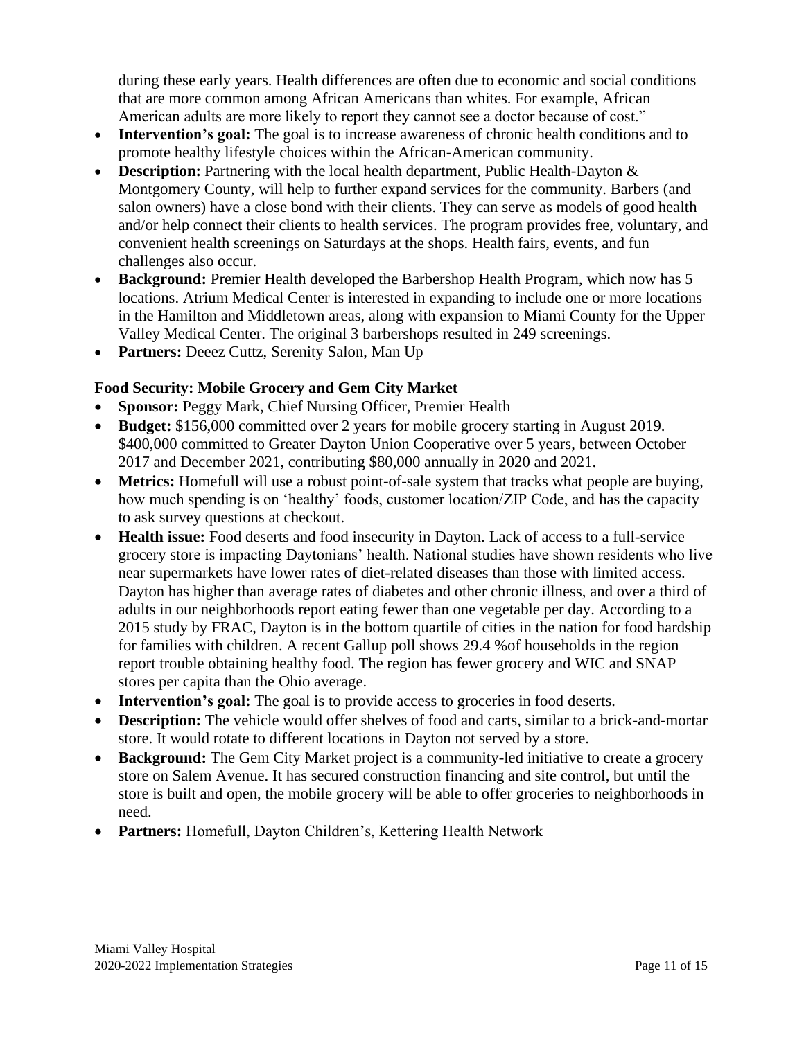during these early years. Health differences are often due to economic and social conditions that are more common among African Americans than whites. For example, African American adults are more likely to report they cannot see a doctor because of cost."

- **Intervention's goal:** The goal is to increase awareness of chronic health conditions and to promote healthy lifestyle choices within the African-American community.
- **Description:** Partnering with the local health department, Public Health-Dayton & Montgomery County, will help to further expand services for the community. Barbers (and salon owners) have a close bond with their clients. They can serve as models of good health and/or help connect their clients to health services. The program provides free, voluntary, and convenient health screenings on Saturdays at the shops. Health fairs, events, and fun challenges also occur.
- **Background:** Premier Health developed the Barbershop Health Program, which now has 5 locations. Atrium Medical Center is interested in expanding to include one or more locations in the Hamilton and Middletown areas, along with expansion to Miami County for the Upper Valley Medical Center. The original 3 barbershops resulted in 249 screenings.
- **Partners:** Deeez Cuttz, Serenity Salon, Man Up

### Food Security: Mobile Grocery and Gem City Market

- **Sponsor:** Peggy Mark, Chief Nursing Officer, Premier Health
- **Budget:** $156,000 committed over 2 years for mobile grocery starting in August 2019. $400,000 committed to Greater Dayton Union Cooperative over 5 years, between October 2017 and December 2021, contributing $80,000 annually in 2020 and 2021.
- **Metrics:** Homefull will use a robust point-of-sale system that tracks what people are buying, how much spending is on 'healthy' foods, customer location/ZIP Code, and has the capacity to ask survey questions at checkout.
- **Health issue:** Food deserts and food insecurity in Dayton. Lack of access to a full-service grocery store is impacting Daytonians' health. National studies have shown residents who live near supermarkets have lower rates of diet-related diseases than those with limited access. Dayton has higher than average rates of diabetes and other chronic illness, and over a third of adults in our neighborhoods report eating fewer than one vegetable per day. According to a 2015 study by FRAC, Dayton is in the bottom quartile of cities in the nation for food hardship for families with children. A recent Gallup poll shows 29.4 %of households in the region report trouble obtaining healthy food. The region has fewer grocery and WIC and SNAP stores per capita than the Ohio average.
- **Intervention's goal:** The goal is to provide access to groceries in food deserts.
- **Description:** The vehicle would offer shelves of food and carts, similar to a brick-and-mortar store. It would rotate to different locations in Dayton not served by a store.
- **Background:** The Gem City Market project is a community-led initiative to create a grocery store on Salem Avenue. It has secured construction financing and site control, but until the store is built and open, the mobile grocery will be able to offer groceries to neighborhoods in need.
- **Partners:** Homefull, Dayton Children's, Kettering Health Network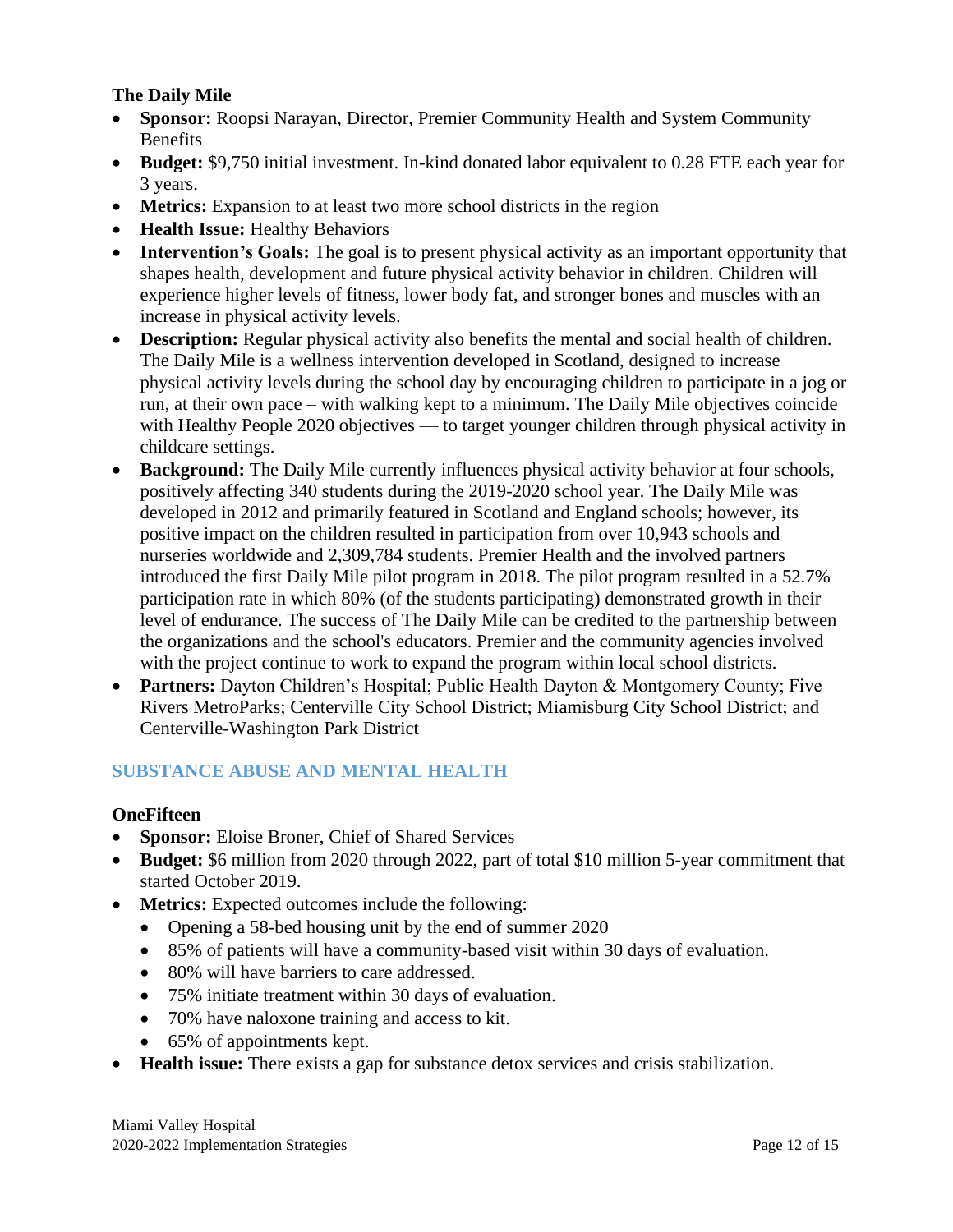### The Daily Mile

- **Sponsor:** Roopsi Narayan, Director, Premier Community Health and System Community Benefits
- **Budget:** $9,750 initial investment. In-kind donated labor equivalent to 0.28 FTE each year for 3 years.
- **Metrics:** Expansion to at least two more school districts in the region
- **Health Issue:** Healthy Behaviors
- **Intervention's Goals:** The goal is to present physical activity as an important opportunity that shapes health, development and future physical activity behavior in children. Children will experience higher levels of fitness, lower body fat, and stronger bones and muscles with an increase in physical activity levels.
- **Description:** Regular physical activity also benefits the mental and social health of children. The Daily Mile is a wellness intervention developed in Scotland, designed to increase physical activity levels during the school day by encouraging children to participate in a jog or run, at their own pace – with walking kept to a minimum. The Daily Mile objectives coincide with Healthy People 2020 objectives — to target younger children through physical activity in childcare settings.
- **Background:** The Daily Mile currently influences physical activity behavior at four schools, positively affecting 340 students during the 2019-2020 school year. The Daily Mile was developed in 2012 and primarily featured in Scotland and England schools; however, its positive impact on the children resulted in participation from over 10,943 schools and nurseries worldwide and 2,309,784 students. Premier Health and the involved partners introduced the first Daily Mile pilot program in 2018. The pilot program resulted in a 52.7% participation rate in which 80% (of the students participating) demonstrated growth in their level of endurance. The success of The Daily Mile can be credited to the partnership between the organizations and the school's educators. Premier and the community agencies involved with the project continue to work to expand the program within local school districts.
- **Partners:** Dayton Children's Hospital; Public Health Dayton & Montgomery County; Five Rivers MetroParks; Centerville City School District; Miamisburg City School District; and Centerville-Washington Park District

## SUBSTANCE ABUSE AND MENTAL HEALTH

### OneFifteen

- **Sponsor:** Eloise Broner, Chief of Shared Services
- **Budget:** $6 million from 2020 through 2022, part of total $10 million 5-year commitment that started October 2019.
- **Metrics:** Expected outcomes include the following:
  - Opening a 58-bed housing unit by the end of summer 2020
  - 85% of patients will have a community-based visit within 30 days of evaluation.
  - 80% will have barriers to care addressed.
  - 75% initiate treatment within 30 days of evaluation.
  - 70% have naloxone training and access to kit.
  - 65% of appointments kept.
- **Health issue:** There exists a gap for substance detox services and crisis stabilization.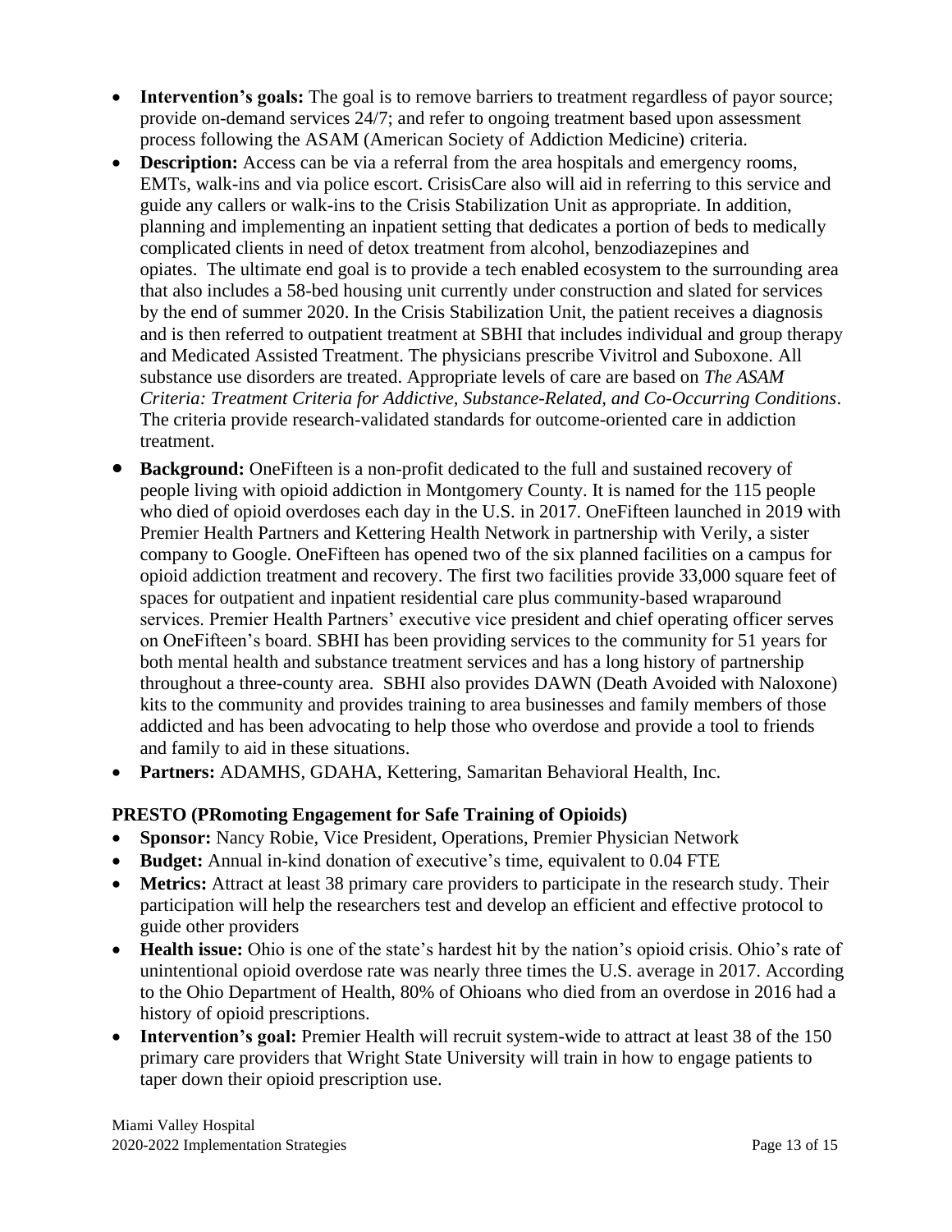- **Intervention's goals:** The goal is to remove barriers to treatment regardless of payor source; provide on-demand services 24/7; and refer to ongoing treatment based upon assessment process following the ASAM (American Society of Addiction Medicine) criteria.
- **Description:** Access can be via a referral from the area hospitals and emergency rooms, EMTs, walk-ins and via police escort. CrisisCare also will aid in referring to this service and guide any callers or walk-ins to the Crisis Stabilization Unit as appropriate. In addition, planning and implementing an inpatient setting that dedicates a portion of beds to medically complicated clients in need of detox treatment from alcohol, benzodiazepines and opiates. The ultimate end goal is to provide a tech enabled ecosystem to the surrounding area that also includes a 58-bed housing unit currently under construction and slated for services by the end of summer 2020. In the Crisis Stabilization Unit, the patient receives a diagnosis and is then referred to outpatient treatment at SBHI that includes individual and group therapy and Medicated Assisted Treatment. The physicians prescribe Vivitrol and Suboxone. All substance use disorders are treated. Appropriate levels of care are based on *The ASAM Criteria: Treatment Criteria for Addictive, Substance-Related, and Co-Occurring Conditions*. The criteria provide research-validated standards for outcome-oriented care in addiction treatment.
- **Background:** OneFifteen is a non-profit dedicated to the full and sustained recovery of people living with opioid addiction in Montgomery County. It is named for the 115 people who died of opioid overdoses each day in the U.S. in 2017. OneFifteen launched in 2019 with Premier Health Partners and Kettering Health Network in partnership with Verily, a sister company to Google. OneFifteen has opened two of the six planned facilities on a campus for opioid addiction treatment and recovery. The first two facilities provide 33,000 square feet of spaces for outpatient and inpatient residential care plus community-based wraparound services. Premier Health Partners' executive vice president and chief operating officer serves on OneFifteen's board. SBHI has been providing services to the community for 51 years for both mental health and substance treatment services and has a long history of partnership throughout a three-county area. SBHI also provides DAWN (Death Avoided with Naloxone) kits to the community and provides training to area businesses and family members of those addicted and has been advocating to help those who overdose and provide a tool to friends and family to aid in these situations.
- **Partners:** ADAMHS, GDAHA, Kettering, Samaritan Behavioral Health, Inc.

### PRESTO (PRomoting Engagement for Safe Training of Opioids)

- **Sponsor:** Nancy Robie, Vice President, Operations, Premier Physician Network
- **Budget:** Annual in-kind donation of executive's time, equivalent to 0.04 FTE
- **Metrics:** Attract at least 38 primary care providers to participate in the research study. Their participation will help the researchers test and develop an efficient and effective protocol to guide other providers
- **Health issue:** Ohio is one of the state's hardest hit by the nation's opioid crisis. Ohio's rate of unintentional opioid overdose rate was nearly three times the U.S. average in 2017. According to the Ohio Department of Health, 80% of Ohioans who died from an overdose in 2016 had a history of opioid prescriptions.
- **Intervention's goal:** Premier Health will recruit system-wide to attract at least 38 of the 150 primary care providers that Wright State University will train in how to engage patients to taper down their opioid prescription use.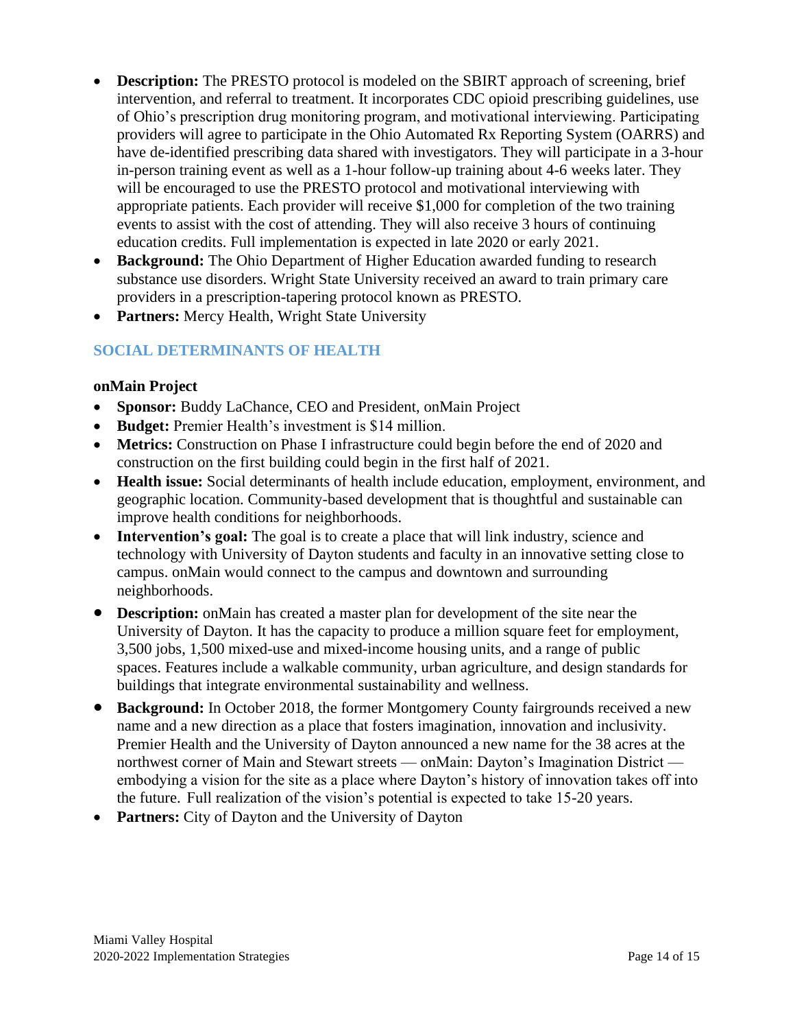- **Description:** The PRESTO protocol is modeled on the SBIRT approach of screening, brief intervention, and referral to treatment. It incorporates CDC opioid prescribing guidelines, use of Ohio's prescription drug monitoring program, and motivational interviewing. Participating providers will agree to participate in the Ohio Automated Rx Reporting System (OARRS) and have de-identified prescribing data shared with investigators. They will participate in a 3-hour in-person training event as well as a 1-hour follow-up training about 4-6 weeks later. They will be encouraged to use the PRESTO protocol and motivational interviewing with appropriate patients. Each provider will receive $1,000 for completion of the two training events to assist with the cost of attending. They will also receive 3 hours of continuing education credits. Full implementation is expected in late 2020 or early 2021.
- **Background:** The Ohio Department of Higher Education awarded funding to research substance use disorders. Wright State University received an award to train primary care providers in a prescription-tapering protocol known as PRESTO.
- **Partners:** Mercy Health, Wright State University

## SOCIAL DETERMINANTS OF HEALTH

### onMain Project

- **Sponsor:** Buddy LaChance, CEO and President, onMain Project
- **Budget:** Premier Health's investment is $14 million.
- **Metrics:** Construction on Phase I infrastructure could begin before the end of 2020 and construction on the first building could begin in the first half of 2021.
- **Health issue:** Social determinants of health include education, employment, environment, and geographic location. Community-based development that is thoughtful and sustainable can improve health conditions for neighborhoods.
- **Intervention's goal:** The goal is to create a place that will link industry, science and technology with University of Dayton students and faculty in an innovative setting close to campus. onMain would connect to the campus and downtown and surrounding neighborhoods.
- **Description:** onMain has created a master plan for development of the site near the University of Dayton. It has the capacity to produce a million square feet for employment, 3,500 jobs, 1,500 mixed-use and mixed-income housing units, and a range of public spaces. Features include a walkable community, urban agriculture, and design standards for buildings that integrate environmental sustainability and wellness.
- **Background:** In October 2018, the former Montgomery County fairgrounds received a new name and a new direction as a place that fosters imagination, innovation and inclusivity. Premier Health and the University of Dayton announced a new name for the 38 acres at the northwest corner of Main and Stewart streets — onMain: Dayton's Imagination District — embodying a vision for the site as a place where Dayton's history of innovation takes off into the future. Full realization of the vision's potential is expected to take 15-20 years.
- **Partners:** City of Dayton and the University of Dayton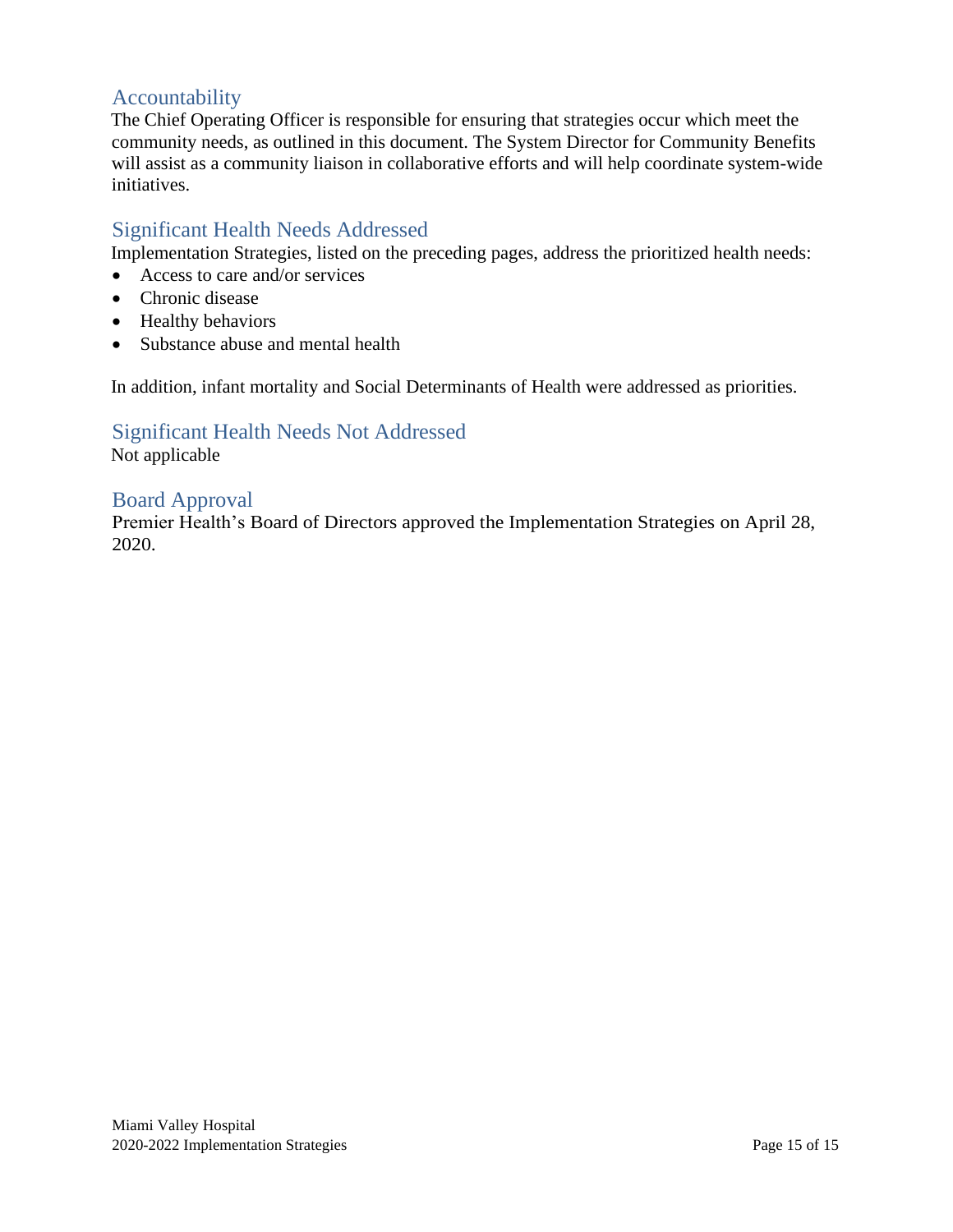## Accountability

The Chief Operating Officer is responsible for ensuring that strategies occur which meet the community needs, as outlined in this document. The System Director for Community Benefits will assist as a community liaison in collaborative efforts and will help coordinate system-wide initiatives.

## Significant Health Needs Addressed

Implementation Strategies, listed on the preceding pages, address the prioritized health needs:

- Access to care and/or services
- Chronic disease
- Healthy behaviors
- Substance abuse and mental health

In addition, infant mortality and Social Determinants of Health were addressed as priorities.

## Significant Health Needs Not Addressed

Not applicable

## Board Approval

Premier Health's Board of Directors approved the Implementation Strategies on April 28, 2020.